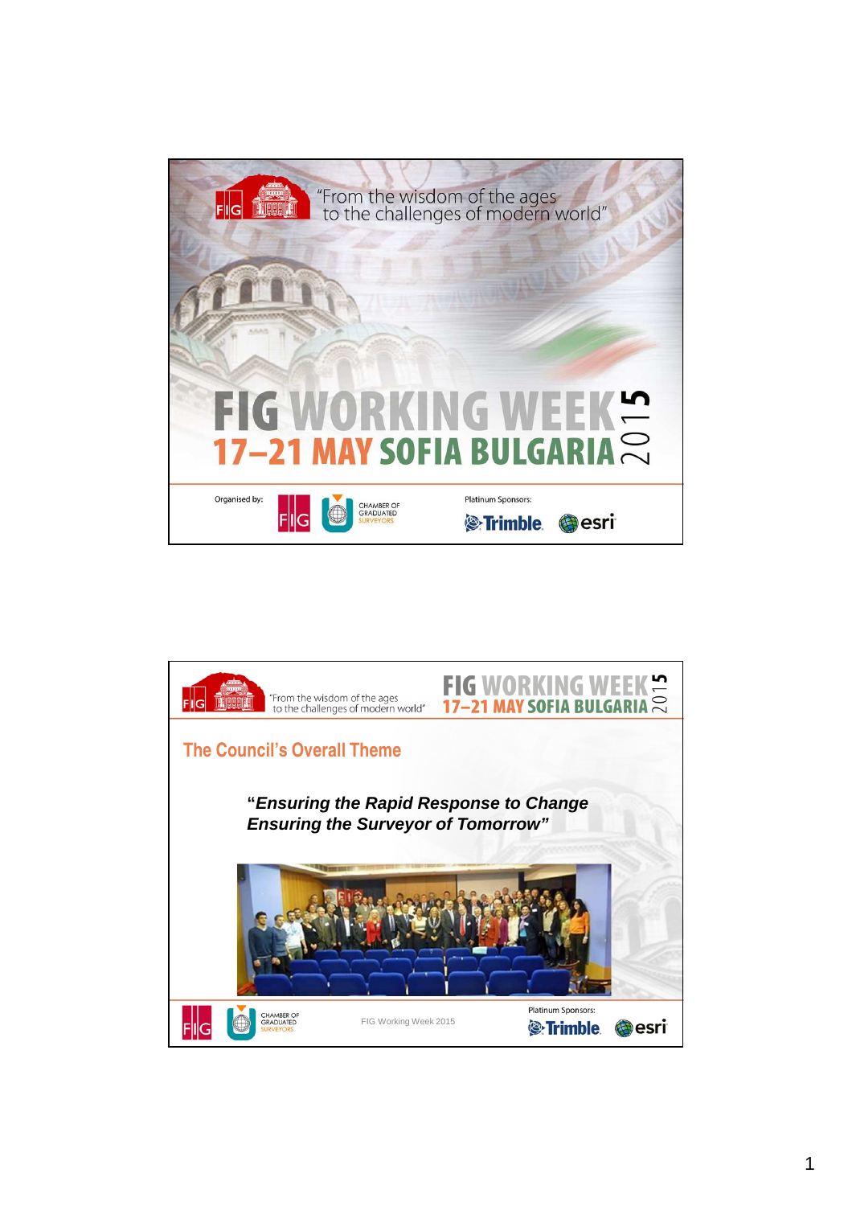"From the wisdom of the ages
to the challenges of modern world"

# FIG WORKING WEEK 2015
## 17–21 MAY SOFIA BULGARIA

Organised by: FIG, Chamber of Graduated Surveyors

Platinum Sponsors: Trimble, esri

---

## The Council's Overall Theme

***"Ensuring the Rapid Response to Change***
***Ensuring the Surveyor of Tomorrow"***

FIG Working Week 2015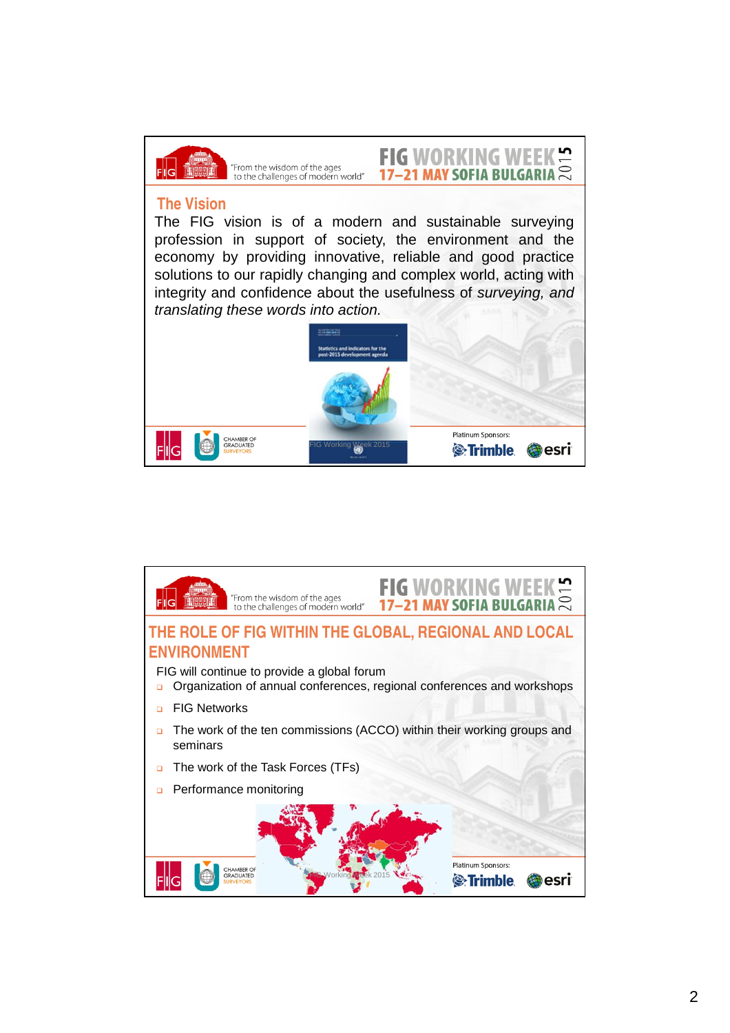## The Vision

The FIG vision is of a modern and sustainable surveying profession in support of society, the environment and the economy by providing innovative, reliable and good practice solutions to our rapidly changing and complex world, acting with integrity and confidence about the usefulness of *surveying, and translating these words into action.*

## THE ROLE OF FIG WITHIN THE GLOBAL, REGIONAL AND LOCAL ENVIRONMENT

FIG will continue to provide a global forum

- Organization of annual conferences, regional conferences and workshops
- FIG Networks
- The work of the ten commissions (ACCO) within their working groups and seminars
- The work of the Task Forces (TFs)
- Performance monitoring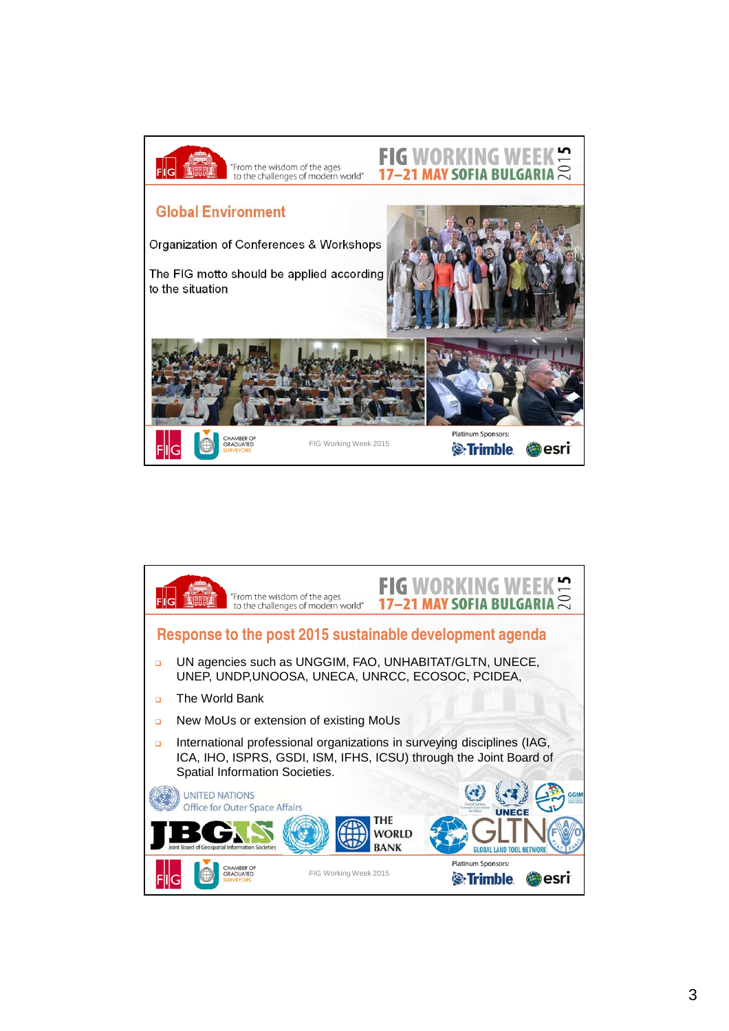## Global Environment

Organization of Conferences & Workshops

The FIG motto should be applied according to the situation

## Response to the post 2015 sustainable development agenda

- UN agencies such as UNGGIM, FAO, UNHABITAT/GLTN, UNECE, UNEP, UNDP,UNOOSA, UNECA, UNRCC, ECOSOC, PCIDEA,
- The World Bank
- New MoUs or extension of existing MoUs
- International professional organizations in surveying disciplines (IAG, ICA, IHO, ISPRS, GSDI, ISM, IFHS, ICSU) through the Joint Board of Spatial Information Societies.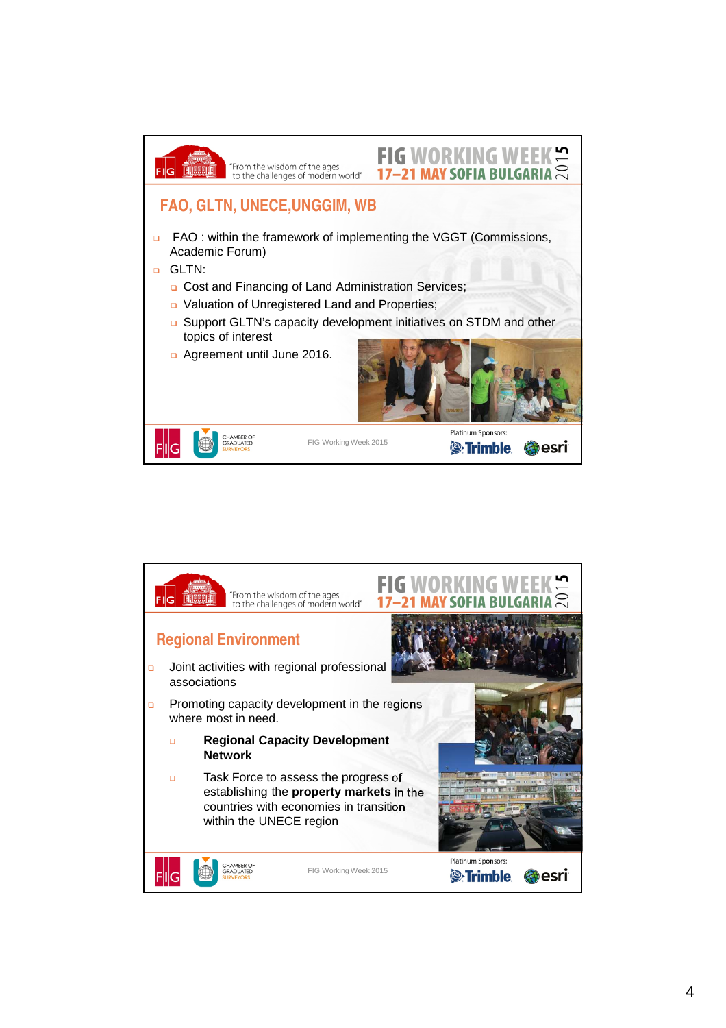## FAO, GLTN, UNECE,UNGGIM, WB

- FAO : within the framework of implementing the VGGT (Commissions, Academic Forum)
- GLTN:
  - Cost and Financing of Land Administration Services;
  - Valuation of Unregistered Land and Properties;
  - Support GLTN's capacity development initiatives on STDM and other topics of interest
  - Agreement until June 2016.

## Regional Environment

- Joint activities with regional professional associations
- Promoting capacity development in the regions where most in need.
  - **Regional Capacity Development Network**
  - Task Force to assess the progress of establishing the **property markets** in the countries with economies in transition within the UNECE region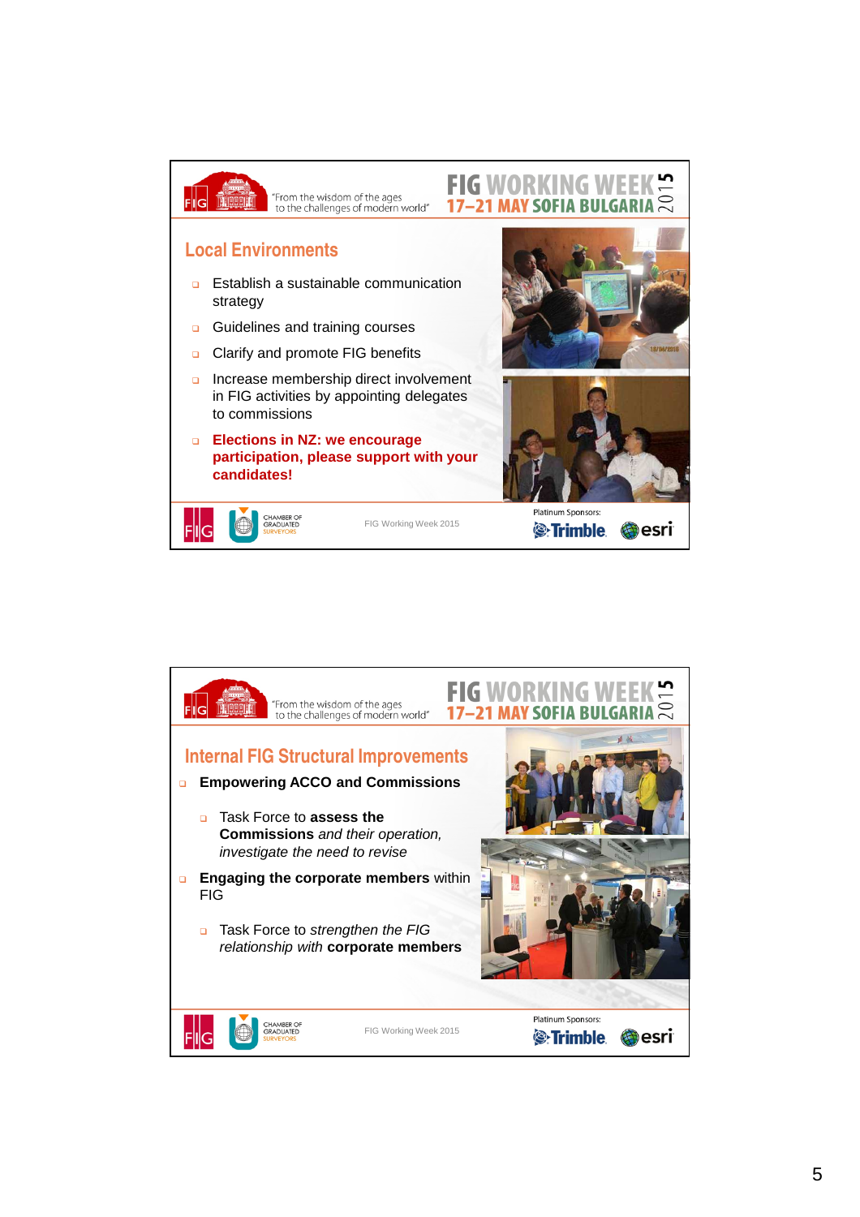## Local Environments

- Establish a sustainable communication strategy
- Guidelines and training courses
- Clarify and promote FIG benefits
- Increase membership direct involvement in FIG activities by appointing delegates to commissions
- **Elections in NZ: we encourage participation, please support with your candidates!**

## Internal FIG Structural Improvements

- **Empowering ACCO and Commissions**
  - Task Force to **assess the Commissions** *and their operation, investigate the need to revise*
- **Engaging the corporate members** within FIG
  - Task Force to *strengthen the FIG relationship with* **corporate members**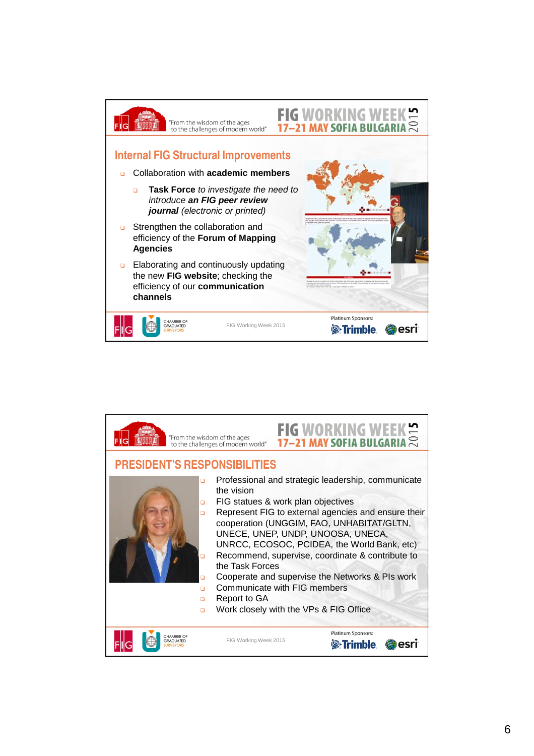## Internal FIG Structural Improvements

- Collaboration with **academic members**
  - **Task Force** *to investigate the need to introduce* ***an FIG peer review journal*** *(electronic or printed)*
- Strengthen the collaboration and efficiency of the **Forum of Mapping Agencies**
- Elaborating and continuously updating the new **FIG website**; checking the efficiency of our **communication channels**

## PRESIDENT'S RESPONSIBILITIES

- Professional and strategic leadership, communicate the vision
- FIG statues & work plan objectives
- Represent FIG to external agencies and ensure their cooperation (UNGGIM, FAO, UNHABITAT/GLTN, UNECE, UNEP, UNDP, UNOOSA, UNECA, UNRCC, ECOSOC, PCIDEA, the World Bank, etc)
- Recommend, supervise, coordinate & contribute to the Task Forces
- Cooperate and supervise the Networks & PIs work
- Communicate with FIG members
- Report to GA
- Work closely with the VPs & FIG Office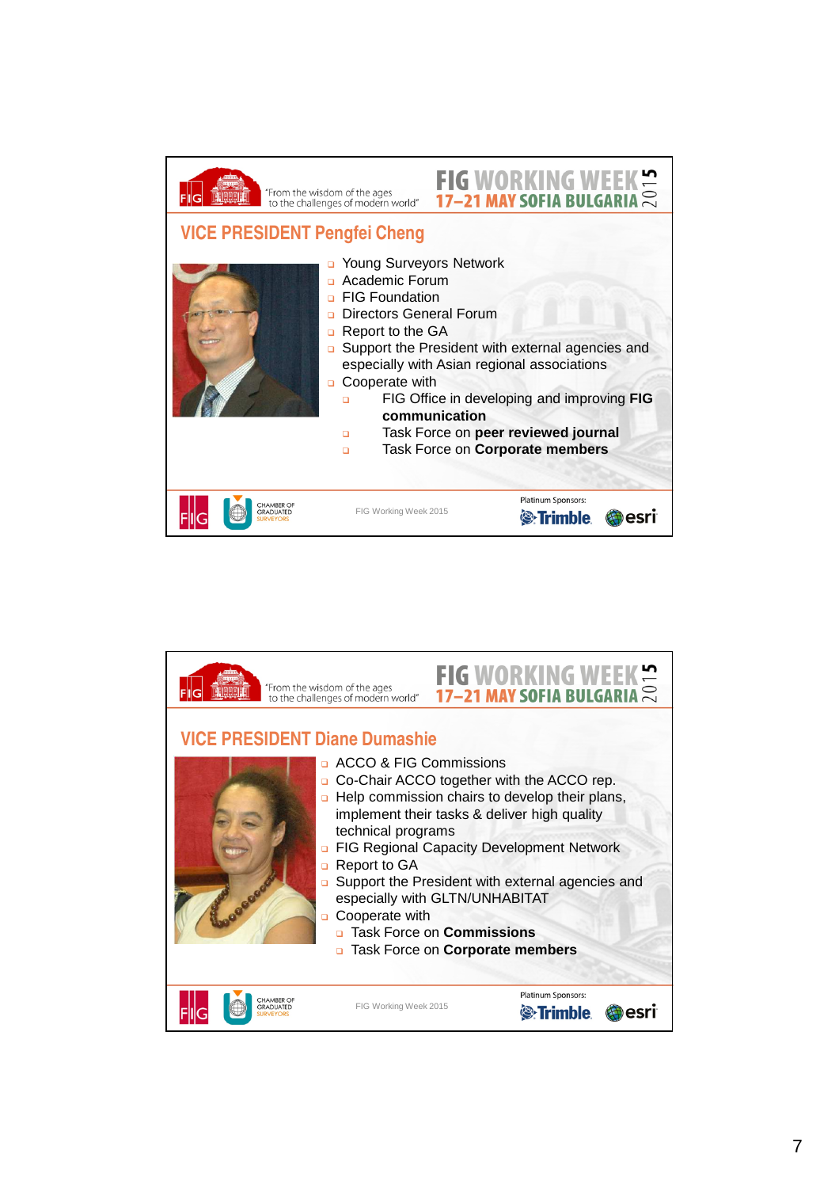## VICE PRESIDENT Pengfei Cheng

- Young Surveyors Network
- Academic Forum
- FIG Foundation
- Directors General Forum
- Report to the GA
- Support the President with external agencies and especially with Asian regional associations
- Cooperate with
  - FIG Office in developing and improving **FIG communication**
  - Task Force on **peer reviewed journal**
  - Task Force on **Corporate members**

## VICE PRESIDENT Diane Dumashie

- ACCO & FIG Commissions
- Co-Chair ACCO together with the ACCO rep.
- Help commission chairs to develop their plans, implement their tasks & deliver high quality technical programs
- FIG Regional Capacity Development Network
- Report to GA
- Support the President with external agencies and especially with GLTN/UNHABITAT
- Cooperate with
  - Task Force on **Commissions**
  - Task Force on **Corporate members**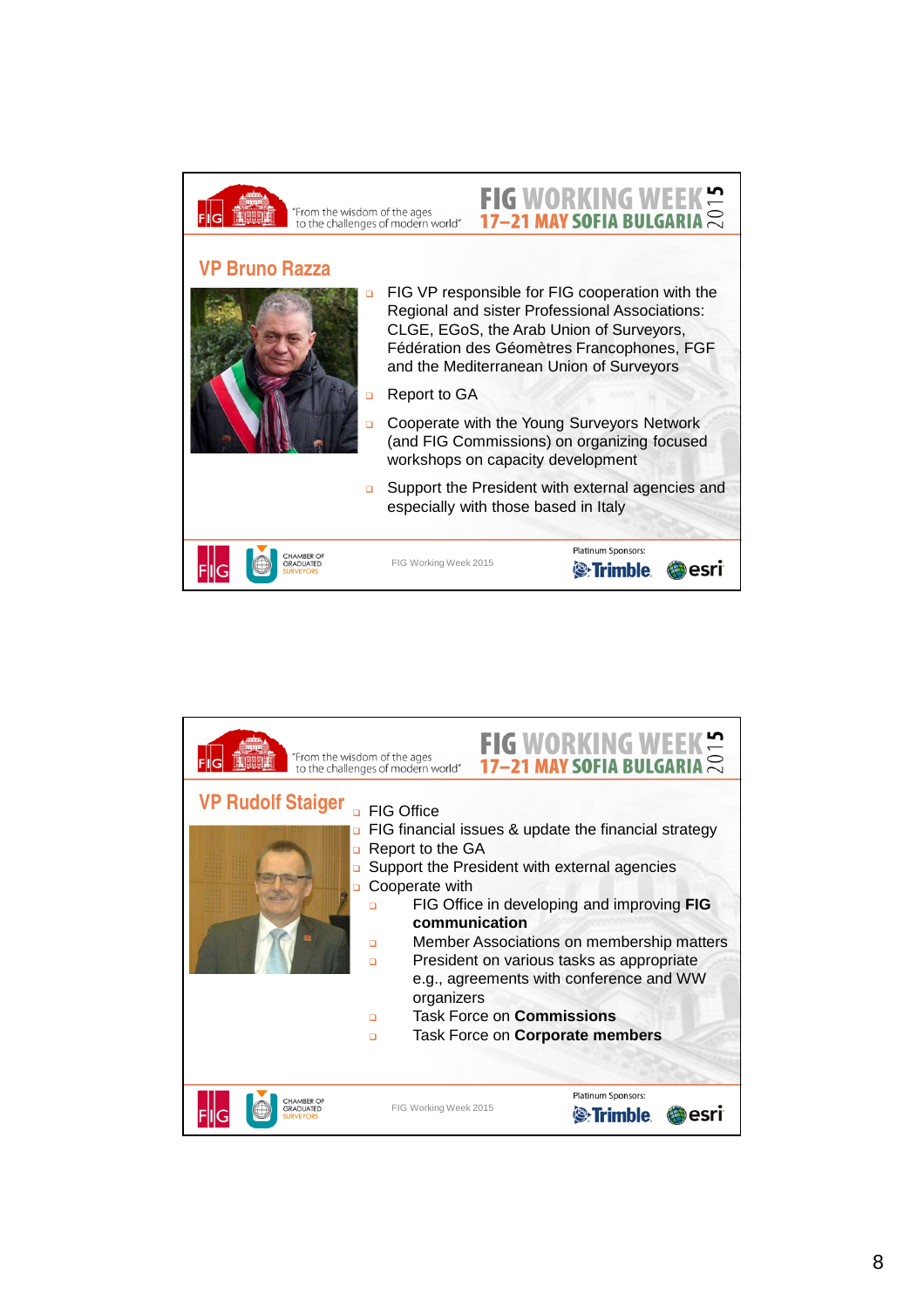## VP Bruno Razza

- FIG VP responsible for FIG cooperation with the Regional and sister Professional Associations: CLGE, EGoS, the Arab Union of Surveyors, Fédération des Géomètres Francophones, FGF and the Mediterranean Union of Surveyors
- Report to GA
- Cooperate with the Young Surveyors Network (and FIG Commissions) on organizing focused workshops on capacity development
- Support the President with external agencies and especially with those based in Italy

## VP Rudolf Staiger

- FIG Office
- FIG financial issues & update the financial strategy
- Report to the GA
- Support the President with external agencies
- Cooperate with
  - FIG Office in developing and improving **FIG communication**
  - Member Associations on membership matters
  - President on various tasks as appropriate e.g., agreements with conference and WW organizers
  - Task Force on **Commissions**
  - Task Force on **Corporate members**